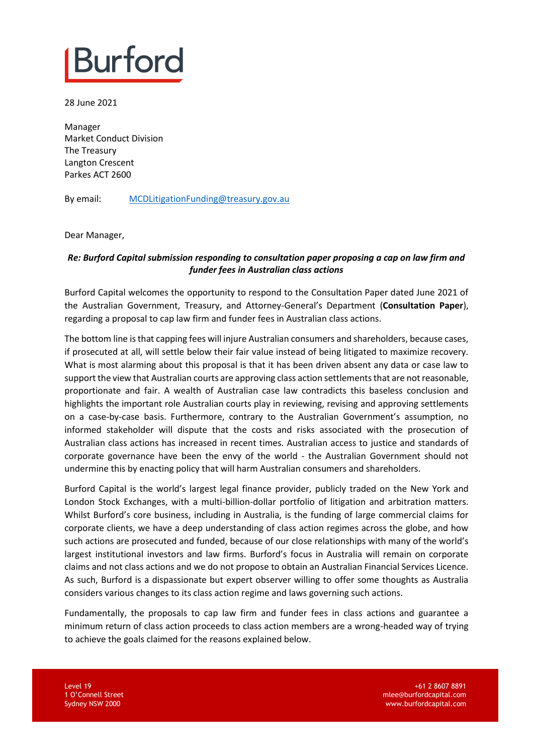Burford

28 June 2021

Manager
Market Conduct Division
The Treasury
Langton Crescent
Parkes ACT 2600

By email: MCDLitigationFunding@treasury.gov.au

Dear Manager,

***Re: Burford Capital submission responding to consultation paper proposing a cap on law firm and funder fees in Australian class actions***

Burford Capital welcomes the opportunity to respond to the Consultation Paper dated June 2021 of the Australian Government, Treasury, and Attorney-General's Department (**Consultation Paper**), regarding a proposal to cap law firm and funder fees in Australian class actions.

The bottom line is that capping fees will injure Australian consumers and shareholders, because cases, if prosecuted at all, will settle below their fair value instead of being litigated to maximize recovery. What is most alarming about this proposal is that it has been driven absent any data or case law to support the view that Australian courts are approving class action settlements that are not reasonable, proportionate and fair. A wealth of Australian case law contradicts this baseless conclusion and highlights the important role Australian courts play in reviewing, revising and approving settlements on a case-by-case basis. Furthermore, contrary to the Australian Government's assumption, no informed stakeholder will dispute that the costs and risks associated with the prosecution of Australian class actions has increased in recent times. Australian access to justice and standards of corporate governance have been the envy of the world - the Australian Government should not undermine this by enacting policy that will harm Australian consumers and shareholders.

Burford Capital is the world's largest legal finance provider, publicly traded on the New York and London Stock Exchanges, with a multi-billion-dollar portfolio of litigation and arbitration matters. Whilst Burford's core business, including in Australia, is the funding of large commercial claims for corporate clients, we have a deep understanding of class action regimes across the globe, and how such actions are prosecuted and funded, because of our close relationships with many of the world's largest institutional investors and law firms. Burford's focus in Australia will remain on corporate claims and not class actions and we do not propose to obtain an Australian Financial Services Licence. As such, Burford is a dispassionate but expert observer willing to offer some thoughts as Australia considers various changes to its class action regime and laws governing such actions.

Fundamentally, the proposals to cap law firm and funder fees in class actions and guarantee a minimum return of class action proceeds to class action members are a wrong-headed way of trying to achieve the goals claimed for the reasons explained below.

Level 19
1 O'Connell Street
Sydney NSW 2000

+61 2 8607 8891
mlee@burfordcapital.com
www.burfordcapital.com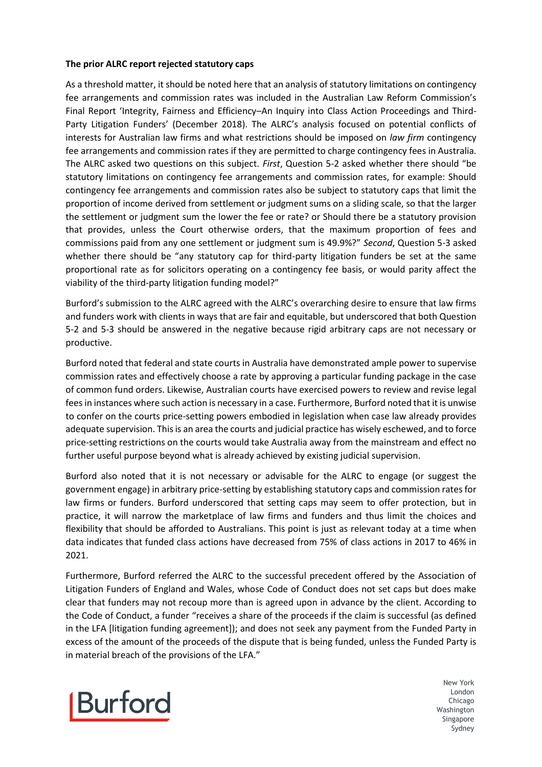**The prior ALRC report rejected statutory caps**

As a threshold matter, it should be noted here that an analysis of statutory limitations on contingency fee arrangements and commission rates was included in the Australian Law Reform Commission's Final Report 'Integrity, Fairness and Efficiency–An Inquiry into Class Action Proceedings and Third-Party Litigation Funders' (December 2018). The ALRC's analysis focused on potential conflicts of interests for Australian law firms and what restrictions should be imposed on *law firm* contingency fee arrangements and commission rates if they are permitted to charge contingency fees in Australia. The ALRC asked two questions on this subject. *First*, Question 5-2 asked whether there should "be statutory limitations on contingency fee arrangements and commission rates, for example: Should contingency fee arrangements and commission rates also be subject to statutory caps that limit the proportion of income derived from settlement or judgment sums on a sliding scale, so that the larger the settlement or judgment sum the lower the fee or rate? or Should there be a statutory provision that provides, unless the Court otherwise orders, that the maximum proportion of fees and commissions paid from any one settlement or judgment sum is 49.9%?" *Second*, Question 5-3 asked whether there should be "any statutory cap for third-party litigation funders be set at the same proportional rate as for solicitors operating on a contingency fee basis, or would parity affect the viability of the third-party litigation funding model?"

Burford's submission to the ALRC agreed with the ALRC's overarching desire to ensure that law firms and funders work with clients in ways that are fair and equitable, but underscored that both Question 5-2 and 5-3 should be answered in the negative because rigid arbitrary caps are not necessary or productive.

Burford noted that federal and state courts in Australia have demonstrated ample power to supervise commission rates and effectively choose a rate by approving a particular funding package in the case of common fund orders. Likewise, Australian courts have exercised powers to review and revise legal fees in instances where such action is necessary in a case. Furthermore, Burford noted that it is unwise to confer on the courts price-setting powers embodied in legislation when case law already provides adequate supervision. This is an area the courts and judicial practice has wisely eschewed, and to force price-setting restrictions on the courts would take Australia away from the mainstream and effect no further useful purpose beyond what is already achieved by existing judicial supervision.

Burford also noted that it is not necessary or advisable for the ALRC to engage (or suggest the government engage) in arbitrary price-setting by establishing statutory caps and commission rates for law firms or funders. Burford underscored that setting caps may seem to offer protection, but in practice, it will narrow the marketplace of law firms and funders and thus limit the choices and flexibility that should be afforded to Australians. This point is just as relevant today at a time when data indicates that funded class actions have decreased from 75% of class actions in 2017 to 46% in 2021.

Furthermore, Burford referred the ALRC to the successful precedent offered by the Association of Litigation Funders of England and Wales, whose Code of Conduct does not set caps but does make clear that funders may not recoup more than is agreed upon in advance by the client. According to the Code of Conduct, a funder "receives a share of the proceeds if the claim is successful (as defined in the LFA [litigation funding agreement]); and does not seek any payment from the Funded Party in excess of the amount of the proceeds of the dispute that is being funded, unless the Funded Party is in material breach of the provisions of the LFA."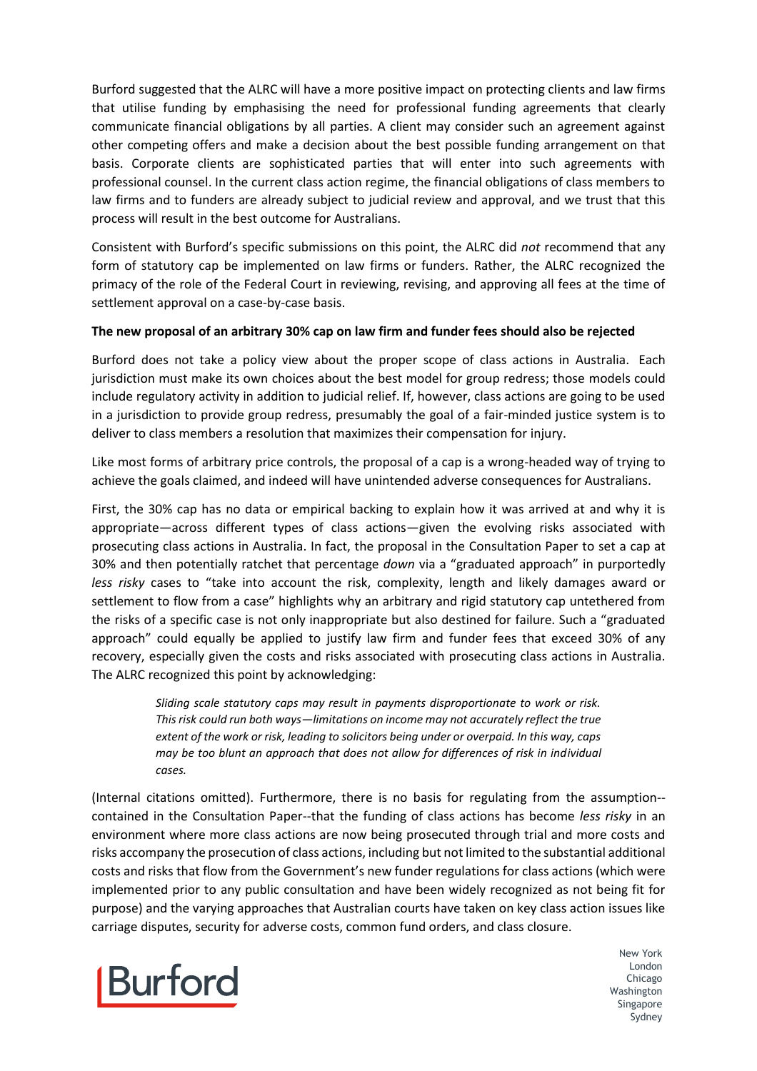Burford suggested that the ALRC will have a more positive impact on protecting clients and law firms that utilise funding by emphasising the need for professional funding agreements that clearly communicate financial obligations by all parties. A client may consider such an agreement against other competing offers and make a decision about the best possible funding arrangement on that basis. Corporate clients are sophisticated parties that will enter into such agreements with professional counsel. In the current class action regime, the financial obligations of class members to law firms and to funders are already subject to judicial review and approval, and we trust that this process will result in the best outcome for Australians.

Consistent with Burford's specific submissions on this point, the ALRC did *not* recommend that any form of statutory cap be implemented on law firms or funders. Rather, the ALRC recognized the primacy of the role of the Federal Court in reviewing, revising, and approving all fees at the time of settlement approval on a case-by-case basis.

**The new proposal of an arbitrary 30% cap on law firm and funder fees should also be rejected**

Burford does not take a policy view about the proper scope of class actions in Australia. Each jurisdiction must make its own choices about the best model for group redress; those models could include regulatory activity in addition to judicial relief. If, however, class actions are going to be used in a jurisdiction to provide group redress, presumably the goal of a fair-minded justice system is to deliver to class members a resolution that maximizes their compensation for injury.

Like most forms of arbitrary price controls, the proposal of a cap is a wrong-headed way of trying to achieve the goals claimed, and indeed will have unintended adverse consequences for Australians.

First, the 30% cap has no data or empirical backing to explain how it was arrived at and why it is appropriate—across different types of class actions—given the evolving risks associated with prosecuting class actions in Australia. In fact, the proposal in the Consultation Paper to set a cap at 30% and then potentially ratchet that percentage *down* via a "graduated approach" in purportedly *less risky* cases to "take into account the risk, complexity, length and likely damages award or settlement to flow from a case" highlights why an arbitrary and rigid statutory cap untethered from the risks of a specific case is not only inappropriate but also destined for failure. Such a "graduated approach" could equally be applied to justify law firm and funder fees that exceed 30% of any recovery, especially given the costs and risks associated with prosecuting class actions in Australia. The ALRC recognized this point by acknowledging:

> *Sliding scale statutory caps may result in payments disproportionate to work or risk. This risk could run both ways—limitations on income may not accurately reflect the true extent of the work or risk, leading to solicitors being under or overpaid. In this way, caps may be too blunt an approach that does not allow for differences of risk in individual cases.*

(Internal citations omitted). Furthermore, there is no basis for regulating from the assumption--contained in the Consultation Paper--that the funding of class actions has become *less risky* in an environment where more class actions are now being prosecuted through trial and more costs and risks accompany the prosecution of class actions, including but not limited to the substantial additional costs and risks that flow from the Government's new funder regulations for class actions (which were implemented prior to any public consultation and have been widely recognized as not being fit for purpose) and the varying approaches that Australian courts have taken on key class action issues like carriage disputes, security for adverse costs, common fund orders, and class closure.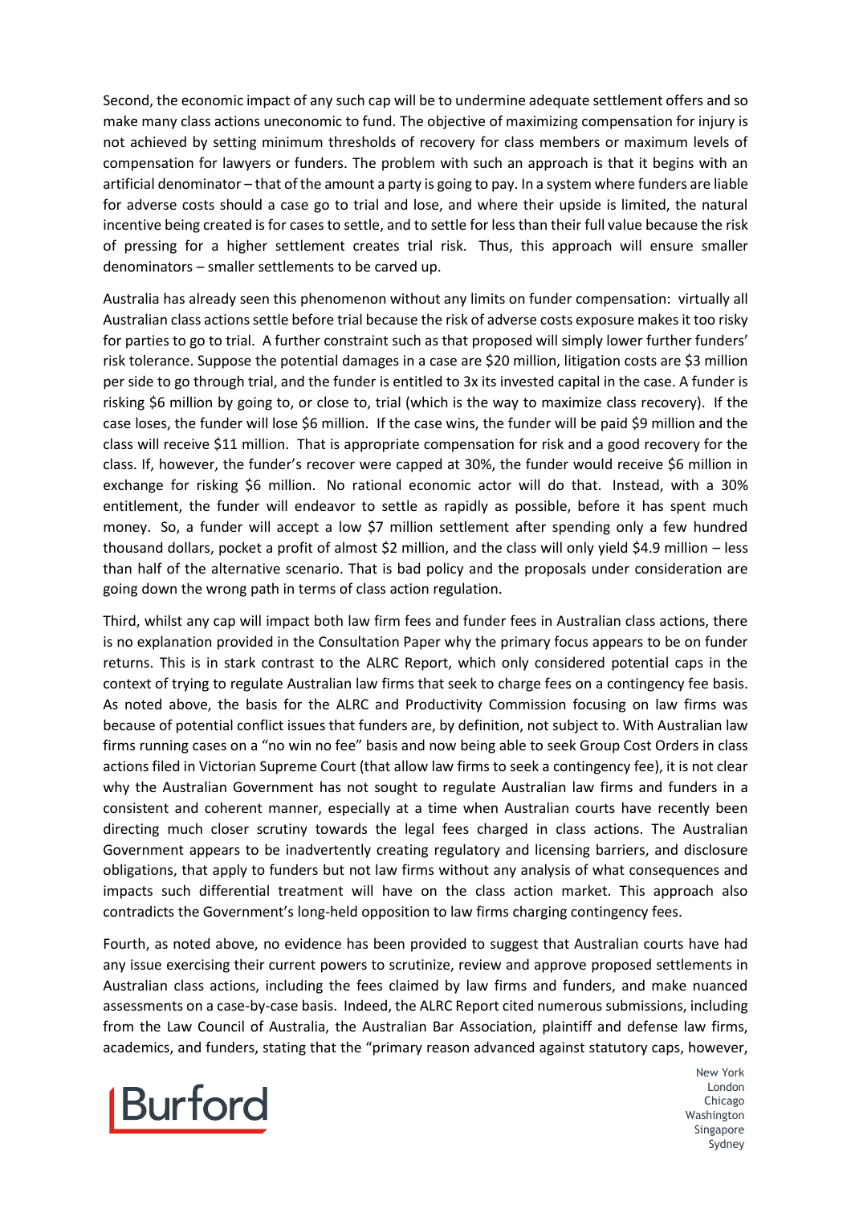Second, the economic impact of any such cap will be to undermine adequate settlement offers and so make many class actions uneconomic to fund. The objective of maximizing compensation for injury is not achieved by setting minimum thresholds of recovery for class members or maximum levels of compensation for lawyers or funders. The problem with such an approach is that it begins with an artificial denominator – that of the amount a party is going to pay. In a system where funders are liable for adverse costs should a case go to trial and lose, and where their upside is limited, the natural incentive being created is for cases to settle, and to settle for less than their full value because the risk of pressing for a higher settlement creates trial risk. Thus, this approach will ensure smaller denominators – smaller settlements to be carved up.

Australia has already seen this phenomenon without any limits on funder compensation: virtually all Australian class actions settle before trial because the risk of adverse costs exposure makes it too risky for parties to go to trial. A further constraint such as that proposed will simply lower further funders' risk tolerance. Suppose the potential damages in a case are $20 million, litigation costs are $3 million per side to go through trial, and the funder is entitled to 3x its invested capital in the case. A funder is risking $6 million by going to, or close to, trial (which is the way to maximize class recovery). If the case loses, the funder will lose $6 million. If the case wins, the funder will be paid $9 million and the class will receive $11 million. That is appropriate compensation for risk and a good recovery for the class. If, however, the funder's recover were capped at 30%, the funder would receive $6 million in exchange for risking $6 million. No rational economic actor will do that. Instead, with a 30% entitlement, the funder will endeavor to settle as rapidly as possible, before it has spent much money. So, a funder will accept a low $7 million settlement after spending only a few hundred thousand dollars, pocket a profit of almost $2 million, and the class will only yield $4.9 million – less than half of the alternative scenario. That is bad policy and the proposals under consideration are going down the wrong path in terms of class action regulation.

Third, whilst any cap will impact both law firm fees and funder fees in Australian class actions, there is no explanation provided in the Consultation Paper why the primary focus appears to be on funder returns. This is in stark contrast to the ALRC Report, which only considered potential caps in the context of trying to regulate Australian law firms that seek to charge fees on a contingency fee basis. As noted above, the basis for the ALRC and Productivity Commission focusing on law firms was because of potential conflict issues that funders are, by definition, not subject to. With Australian law firms running cases on a "no win no fee" basis and now being able to seek Group Cost Orders in class actions filed in Victorian Supreme Court (that allow law firms to seek a contingency fee), it is not clear why the Australian Government has not sought to regulate Australian law firms and funders in a consistent and coherent manner, especially at a time when Australian courts have recently been directing much closer scrutiny towards the legal fees charged in class actions. The Australian Government appears to be inadvertently creating regulatory and licensing barriers, and disclosure obligations, that apply to funders but not law firms without any analysis of what consequences and impacts such differential treatment will have on the class action market. This approach also contradicts the Government's long-held opposition to law firms charging contingency fees.

Fourth, as noted above, no evidence has been provided to suggest that Australian courts have had any issue exercising their current powers to scrutinize, review and approve proposed settlements in Australian class actions, including the fees claimed by law firms and funders, and make nuanced assessments on a case-by-case basis. Indeed, the ALRC Report cited numerous submissions, including from the Law Council of Australia, the Australian Bar Association, plaintiff and defense law firms, academics, and funders, stating that the "primary reason advanced against statutory caps, however,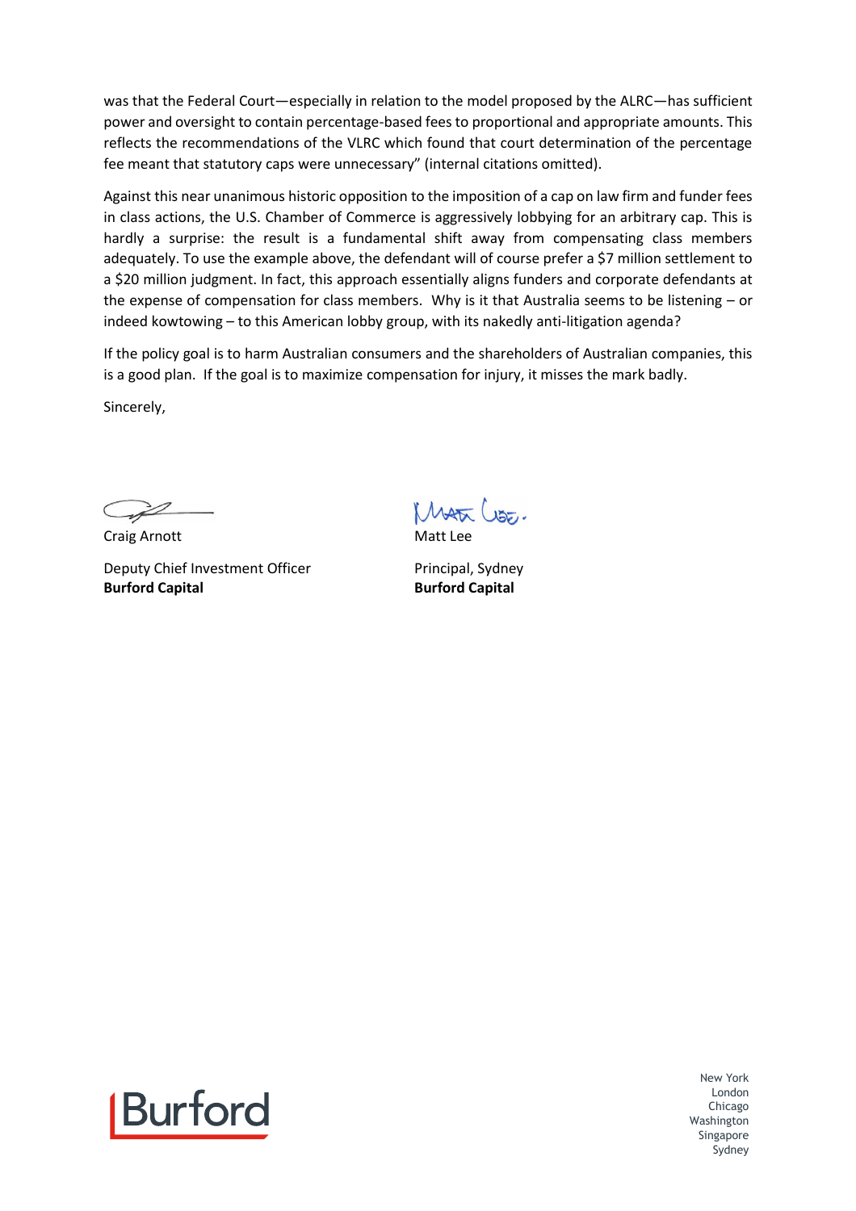was that the Federal Court—especially in relation to the model proposed by the ALRC—has sufficient power and oversight to contain percentage-based fees to proportional and appropriate amounts. This reflects the recommendations of the VLRC which found that court determination of the percentage fee meant that statutory caps were unnecessary" (internal citations omitted).

Against this near unanimous historic opposition to the imposition of a cap on law firm and funder fees in class actions, the U.S. Chamber of Commerce is aggressively lobbying for an arbitrary cap. This is hardly a surprise: the result is a fundamental shift away from compensating class members adequately. To use the example above, the defendant will of course prefer a $7 million settlement to a $20 million judgment. In fact, this approach essentially aligns funders and corporate defendants at the expense of compensation for class members. Why is it that Australia seems to be listening – or indeed kowtowing – to this American lobby group, with its nakedly anti-litigation agenda?

If the policy goal is to harm Australian consumers and the shareholders of Australian companies, this is a good plan. If the goal is to maximize compensation for injury, it misses the mark badly.

Sincerely,

Craig Arnott

Deputy Chief Investment Officer
**Burford Capital**

Matt Lee

Principal, Sydney
**Burford Capital**

Burford

New York
London
Chicago
Washington
Singapore
Sydney